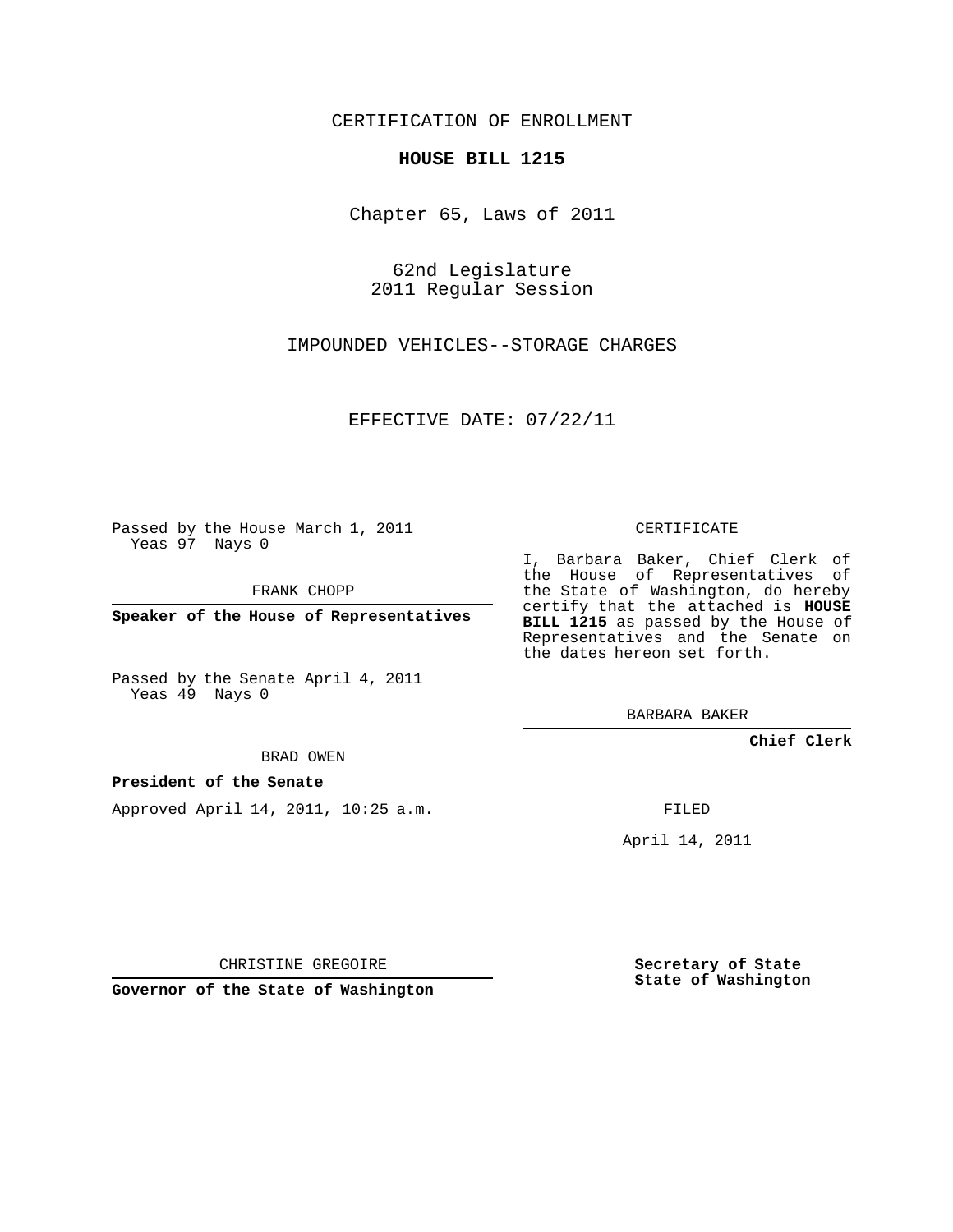CERTIFICATION OF ENROLLMENT

**HOUSE BILL 1215**

Chapter 65, Laws of 2011

62nd Legislature
2011 Regular Session

IMPOUNDED VEHICLES--STORAGE CHARGES

EFFECTIVE DATE: 07/22/11

Passed by the House March 1, 2011
Yeas 97 Nays 0

FRANK CHOPP

**Speaker of the House of Representatives**

Passed by the Senate April 4, 2011
Yeas 49 Nays 0

BRAD OWEN

**President of the Senate**

Approved April 14, 2011, 10:25 a.m.

CHRISTINE GREGOIRE

**Governor of the State of Washington**

CERTIFICATE

I, Barbara Baker, Chief Clerk of the House of Representatives of the State of Washington, do hereby certify that the attached is **HOUSE BILL 1215** as passed by the House of Representatives and the Senate on the dates hereon set forth.

BARBARA BAKER

**Chief Clerk**

FILED

April 14, 2011

**Secretary of State**
**State of Washington**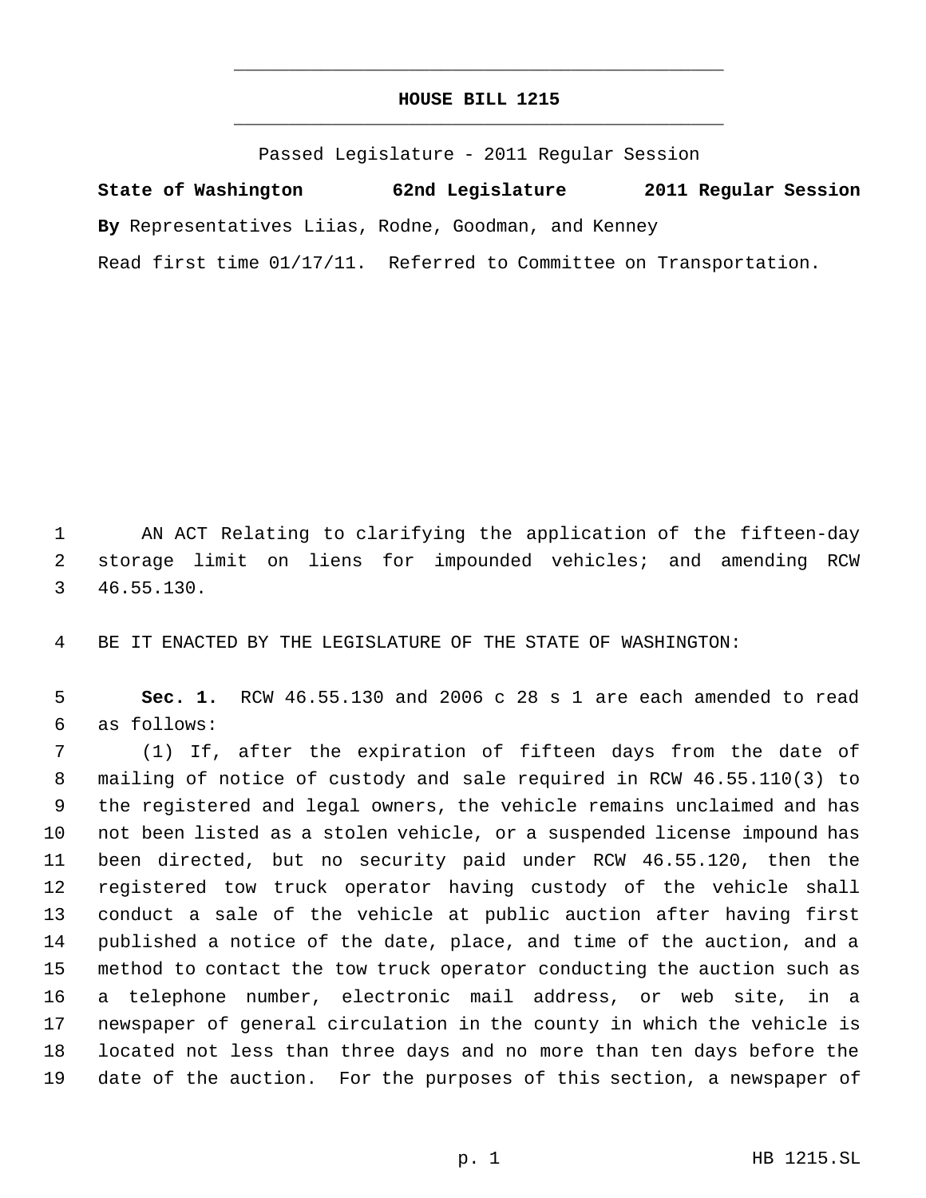# HOUSE BILL 1215

Passed Legislature - 2011 Regular Session

**State of Washington 62nd Legislature 2011 Regular Session**

**By** Representatives Liias, Rodne, Goodman, and Kenney

Read first time 01/17/11. Referred to Committee on Transportation.

1 AN ACT Relating to clarifying the application of the fifteen-day
2 storage limit on liens for impounded vehicles; and amending RCW
3 46.55.130.

4 BE IT ENACTED BY THE LEGISLATURE OF THE STATE OF WASHINGTON:

5 **Sec. 1.** RCW 46.55.130 and 2006 c 28 s 1 are each amended to read
6 as follows:

7 (1) If, after the expiration of fifteen days from the date of
8 mailing of notice of custody and sale required in RCW 46.55.110(3) to
9 the registered and legal owners, the vehicle remains unclaimed and has
10 not been listed as a stolen vehicle, or a suspended license impound has
11 been directed, but no security paid under RCW 46.55.120, then the
12 registered tow truck operator having custody of the vehicle shall
13 conduct a sale of the vehicle at public auction after having first
14 published a notice of the date, place, and time of the auction, and a
15 method to contact the tow truck operator conducting the auction such as
16 a telephone number, electronic mail address, or web site, in a
17 newspaper of general circulation in the county in which the vehicle is
18 located not less than three days and no more than ten days before the
19 date of the auction. For the purposes of this section, a newspaper of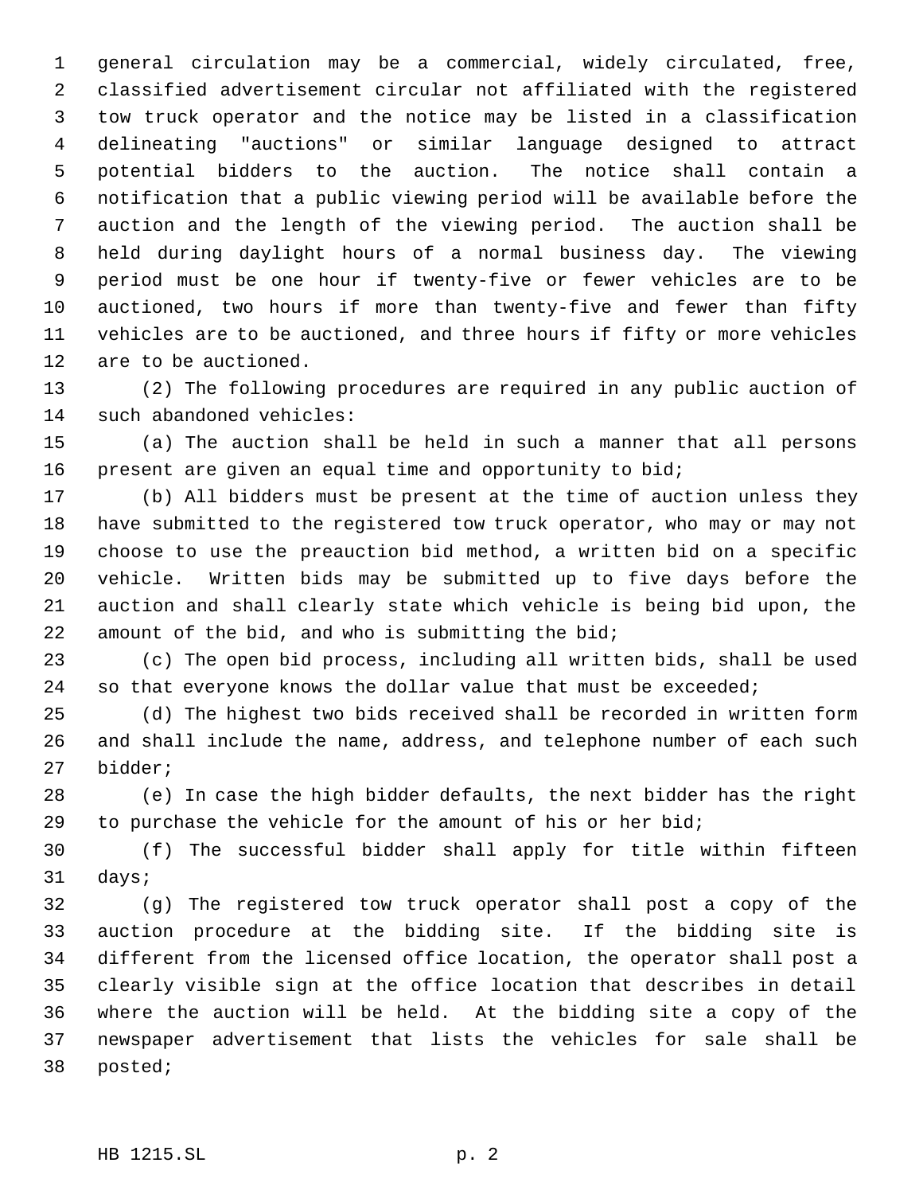general circulation may be a commercial, widely circulated, free, classified advertisement circular not affiliated with the registered tow truck operator and the notice may be listed in a classification delineating "auctions" or similar language designed to attract potential bidders to the auction. The notice shall contain a notification that a public viewing period will be available before the auction and the length of the viewing period. The auction shall be held during daylight hours of a normal business day. The viewing period must be one hour if twenty-five or fewer vehicles are to be auctioned, two hours if more than twenty-five and fewer than fifty vehicles are to be auctioned, and three hours if fifty or more vehicles are to be auctioned.

(2) The following procedures are required in any public auction of such abandoned vehicles:

(a) The auction shall be held in such a manner that all persons present are given an equal time and opportunity to bid;

(b) All bidders must be present at the time of auction unless they have submitted to the registered tow truck operator, who may or may not choose to use the preauction bid method, a written bid on a specific vehicle. Written bids may be submitted up to five days before the auction and shall clearly state which vehicle is being bid upon, the amount of the bid, and who is submitting the bid;

(c) The open bid process, including all written bids, shall be used so that everyone knows the dollar value that must be exceeded;

(d) The highest two bids received shall be recorded in written form and shall include the name, address, and telephone number of each such bidder;

(e) In case the high bidder defaults, the next bidder has the right to purchase the vehicle for the amount of his or her bid;

(f) The successful bidder shall apply for title within fifteen days;

(g) The registered tow truck operator shall post a copy of the auction procedure at the bidding site. If the bidding site is different from the licensed office location, the operator shall post a clearly visible sign at the office location that describes in detail where the auction will be held. At the bidding site a copy of the newspaper advertisement that lists the vehicles for sale shall be posted;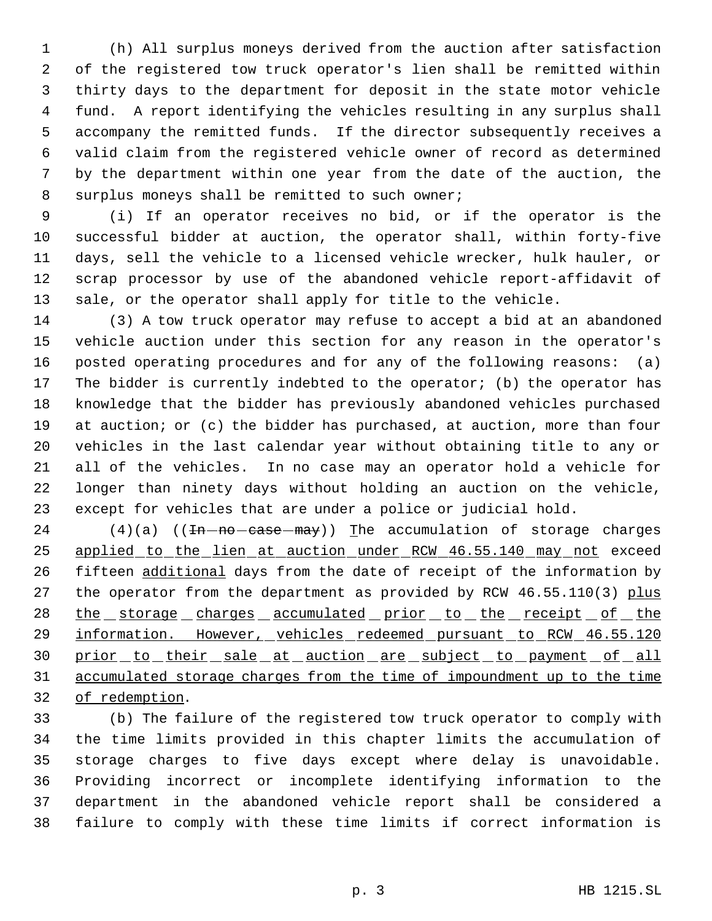(h) All surplus moneys derived from the auction after satisfaction of the registered tow truck operator's lien shall be remitted within thirty days to the department for deposit in the state motor vehicle fund. A report identifying the vehicles resulting in any surplus shall accompany the remitted funds. If the director subsequently receives a valid claim from the registered vehicle owner of record as determined by the department within one year from the date of the auction, the surplus moneys shall be remitted to such owner;

(i) If an operator receives no bid, or if the operator is the successful bidder at auction, the operator shall, within forty-five days, sell the vehicle to a licensed vehicle wrecker, hulk hauler, or scrap processor by use of the abandoned vehicle report-affidavit of sale, or the operator shall apply for title to the vehicle.

(3) A tow truck operator may refuse to accept a bid at an abandoned vehicle auction under this section for any reason in the operator's posted operating procedures and for any of the following reasons: (a) The bidder is currently indebted to the operator; (b) the operator has knowledge that the bidder has previously abandoned vehicles purchased at auction; or (c) the bidder has purchased, at auction, more than four vehicles in the last calendar year without obtaining title to any or all of the vehicles. In no case may an operator hold a vehicle for longer than ninety days without holding an auction on the vehicle, except for vehicles that are under a police or judicial hold.

(4)(a) ((~~In no case may~~)) <u>T</u>he accumulation of storage charges <u>applied to the lien at auction under RCW 46.55.140 may not</u> exceed fifteen <u>additional</u> days from the date of receipt of the information by the operator from the department as provided by RCW 46.55.110(3) <u>plus the storage charges accumulated prior to the receipt of the information. However, vehicles redeemed pursuant to RCW 46.55.120 prior to their sale at auction are subject to payment of all accumulated storage charges from the time of impoundment up to the time of redemption</u>.

(b) The failure of the registered tow truck operator to comply with the time limits provided in this chapter limits the accumulation of storage charges to five days except where delay is unavoidable. Providing incorrect or incomplete identifying information to the department in the abandoned vehicle report shall be considered a failure to comply with these time limits if correct information is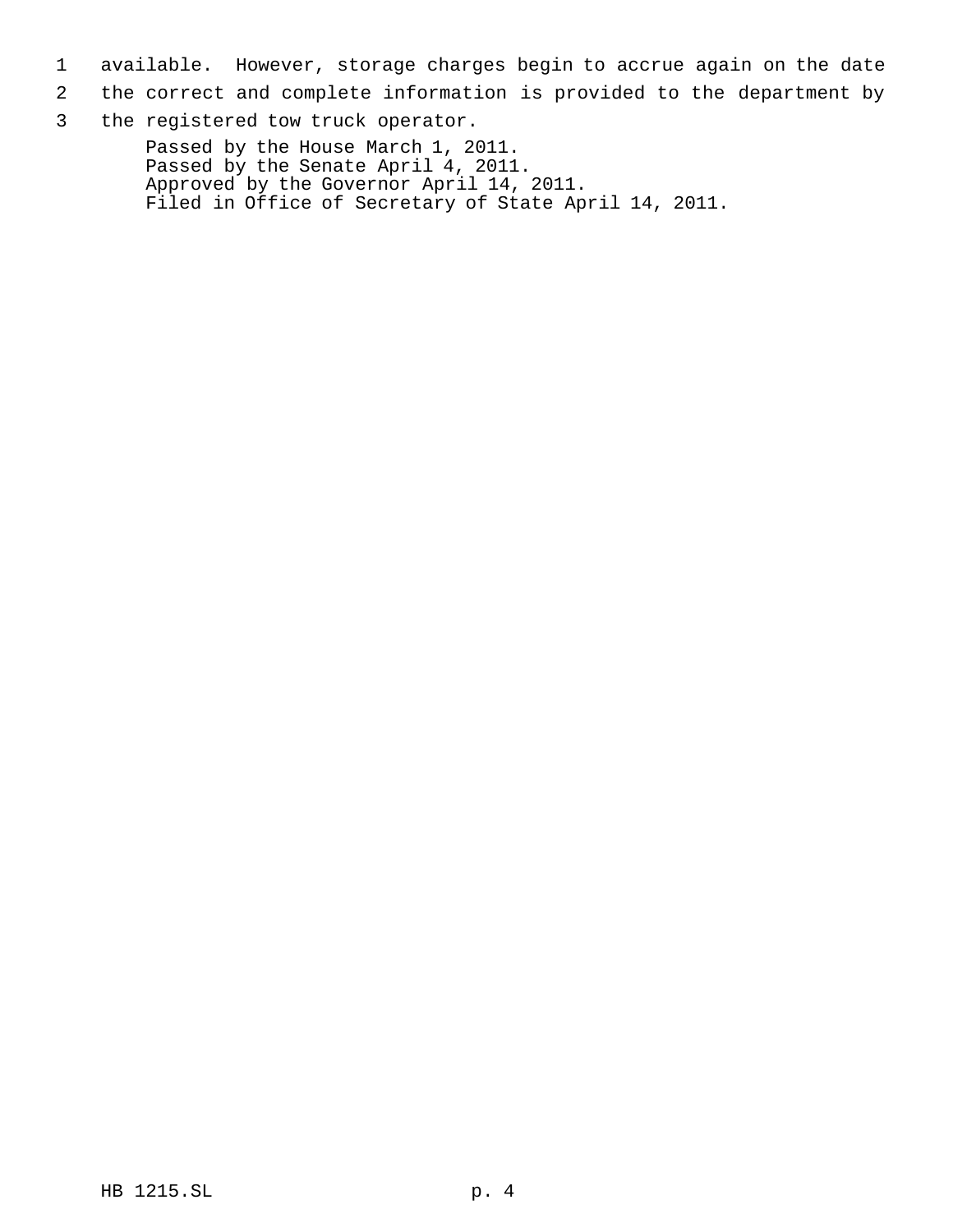available. However, storage charges begin to accrue again on the date the correct and complete information is provided to the department by the registered tow truck operator.

Passed by the House March 1, 2011.
Passed by the Senate April 4, 2011.
Approved by the Governor April 14, 2011.
Filed in Office of Secretary of State April 14, 2011.